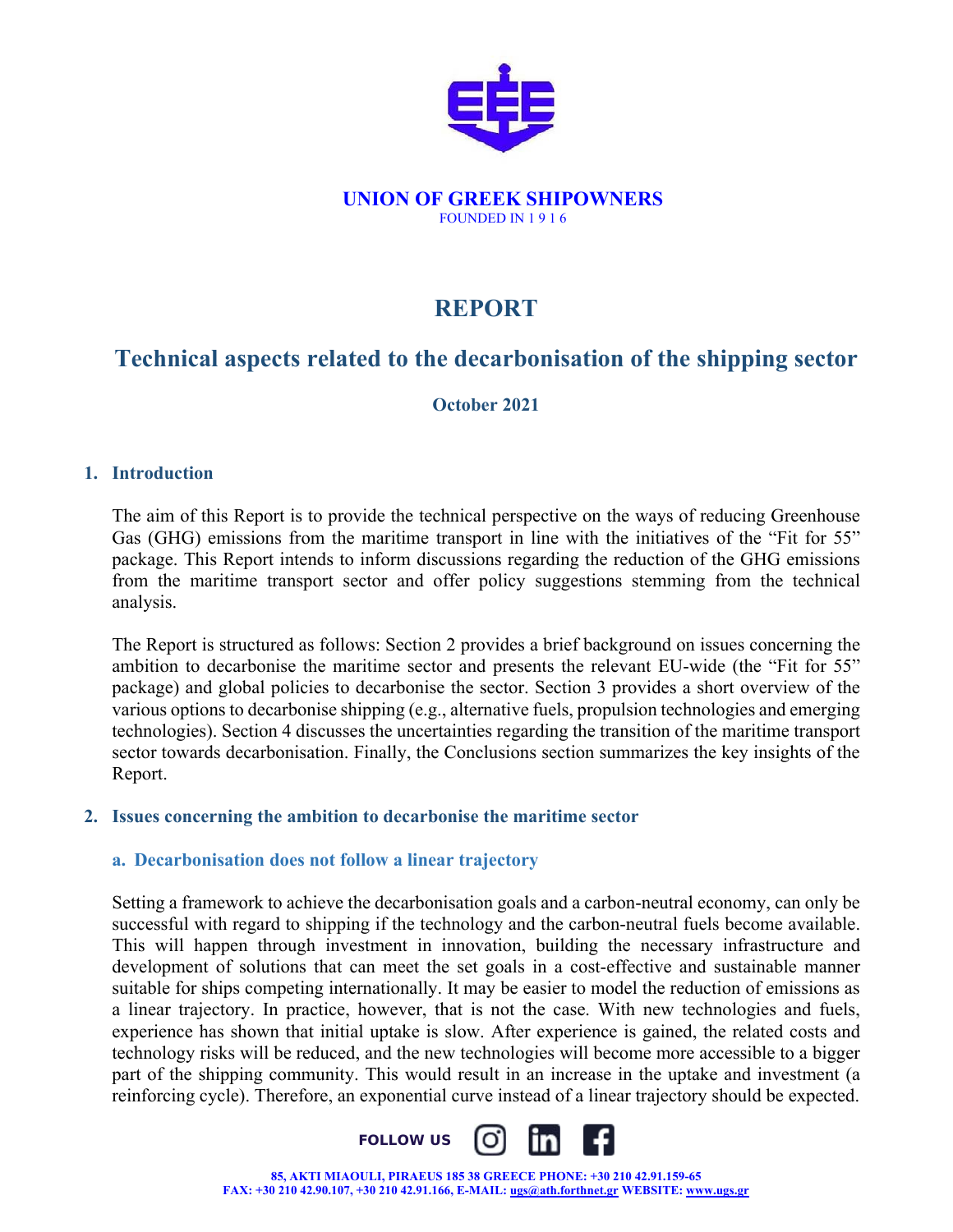**UNION OF GREEK SHIPOWNERS**
FOUNDED IN 1 9 1 6

# REPORT

## Technical aspects related to the decarbonisation of the shipping sector

**October 2021**

### 1. Introduction

The aim of this Report is to provide the technical perspective on the ways of reducing Greenhouse Gas (GHG) emissions from the maritime transport in line with the initiatives of the "Fit for 55" package. This Report intends to inform discussions regarding the reduction of the GHG emissions from the maritime transport sector and offer policy suggestions stemming from the technical analysis.

The Report is structured as follows: Section 2 provides a brief background on issues concerning the ambition to decarbonise the maritime sector and presents the relevant EU-wide (the "Fit for 55" package) and global policies to decarbonise the sector. Section 3 provides a short overview of the various options to decarbonise shipping (e.g., alternative fuels, propulsion technologies and emerging technologies). Section 4 discusses the uncertainties regarding the transition of the maritime transport sector towards decarbonisation. Finally, the Conclusions section summarizes the key insights of the Report.

### 2. Issues concerning the ambition to decarbonise the maritime sector

#### a. Decarbonisation does not follow a linear trajectory

Setting a framework to achieve the decarbonisation goals and a carbon-neutral economy, can only be successful with regard to shipping if the technology and the carbon-neutral fuels become available. This will happen through investment in innovation, building the necessary infrastructure and development of solutions that can meet the set goals in a cost-effective and sustainable manner suitable for ships competing internationally. It may be easier to model the reduction of emissions as a linear trajectory. In practice, however, that is not the case. With new technologies and fuels, experience has shown that initial uptake is slow. After experience is gained, the related costs and technology risks will be reduced, and the new technologies will become more accessible to a bigger part of the shipping community. This would result in an increase in the uptake and investment (a reinforcing cycle). Therefore, an exponential curve instead of a linear trajectory should be expected.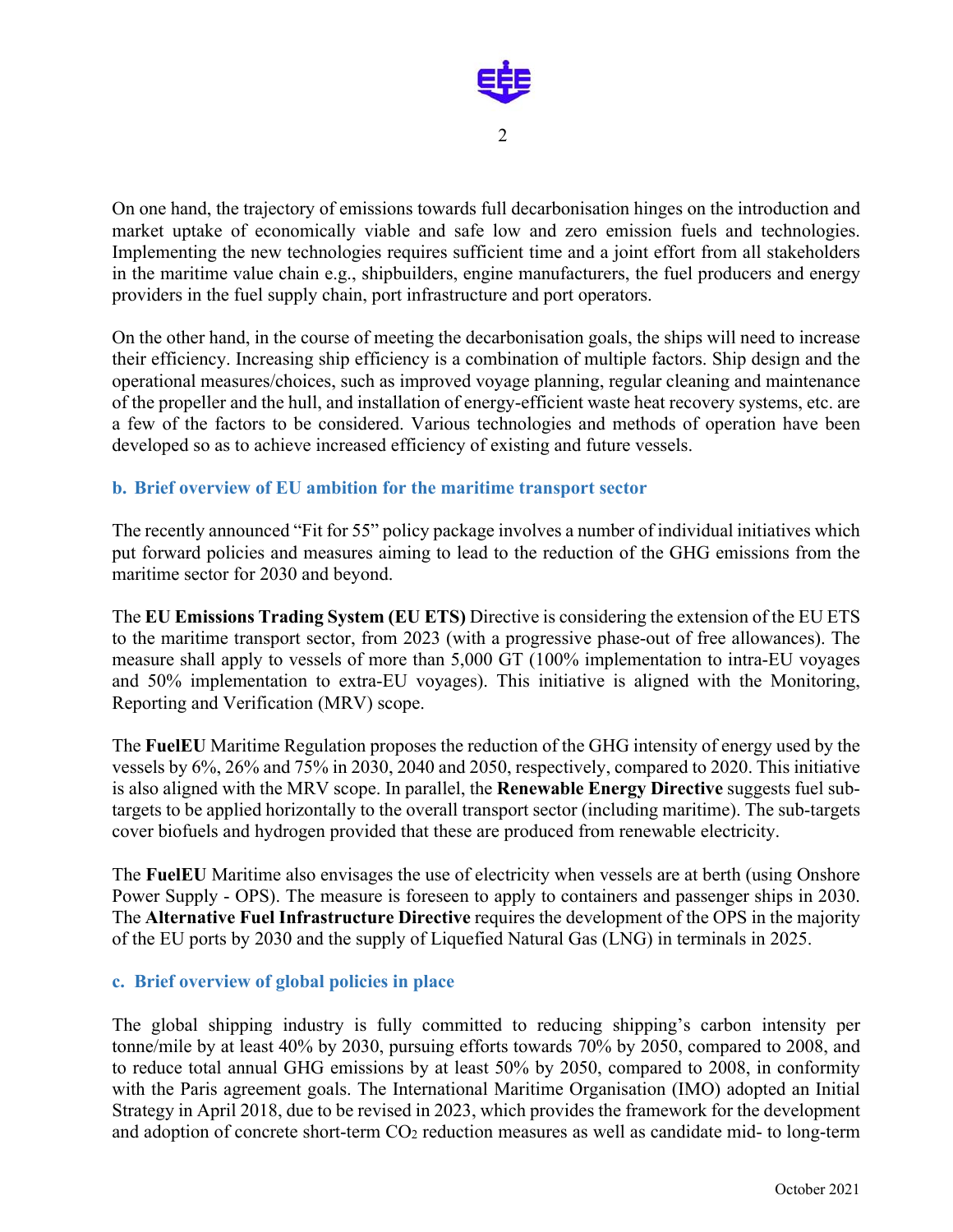On one hand, the trajectory of emissions towards full decarbonisation hinges on the introduction and market uptake of economically viable and safe low and zero emission fuels and technologies. Implementing the new technologies requires sufficient time and a joint effort from all stakeholders in the maritime value chain e.g., shipbuilders, engine manufacturers, the fuel producers and energy providers in the fuel supply chain, port infrastructure and port operators.

On the other hand, in the course of meeting the decarbonisation goals, the ships will need to increase their efficiency. Increasing ship efficiency is a combination of multiple factors. Ship design and the operational measures/choices, such as improved voyage planning, regular cleaning and maintenance of the propeller and the hull, and installation of energy-efficient waste heat recovery systems, etc. are a few of the factors to be considered. Various technologies and methods of operation have been developed so as to achieve increased efficiency of existing and future vessels.

### b. Brief overview of EU ambition for the maritime transport sector

The recently announced "Fit for 55" policy package involves a number of individual initiatives which put forward policies and measures aiming to lead to the reduction of the GHG emissions from the maritime sector for 2030 and beyond.

The **EU Emissions Trading System (EU ETS)** Directive is considering the extension of the EU ETS to the maritime transport sector, from 2023 (with a progressive phase-out of free allowances). The measure shall apply to vessels of more than 5,000 GT (100% implementation to intra-EU voyages and 50% implementation to extra-EU voyages). This initiative is aligned with the Monitoring, Reporting and Verification (MRV) scope.

The **FuelEU** Maritime Regulation proposes the reduction of the GHG intensity of energy used by the vessels by 6%, 26% and 75% in 2030, 2040 and 2050, respectively, compared to 2020. This initiative is also aligned with the MRV scope. In parallel, the **Renewable Energy Directive** suggests fuel sub-targets to be applied horizontally to the overall transport sector (including maritime). The sub-targets cover biofuels and hydrogen provided that these are produced from renewable electricity.

The **FuelEU** Maritime also envisages the use of electricity when vessels are at berth (using Onshore Power Supply - OPS). The measure is foreseen to apply to containers and passenger ships in 2030. The **Alternative Fuel Infrastructure Directive** requires the development of the OPS in the majority of the EU ports by 2030 and the supply of Liquefied Natural Gas (LNG) in terminals in 2025.

### c. Brief overview of global policies in place

The global shipping industry is fully committed to reducing shipping's carbon intensity per tonne/mile by at least 40% by 2030, pursuing efforts towards 70% by 2050, compared to 2008, and to reduce total annual GHG emissions by at least 50% by 2050, compared to 2008, in conformity with the Paris agreement goals. The International Maritime Organisation (IMO) adopted an Initial Strategy in April 2018, due to be revised in 2023, which provides the framework for the development and adoption of concrete short-term $CO_2$ reduction measures as well as candidate mid- to long-term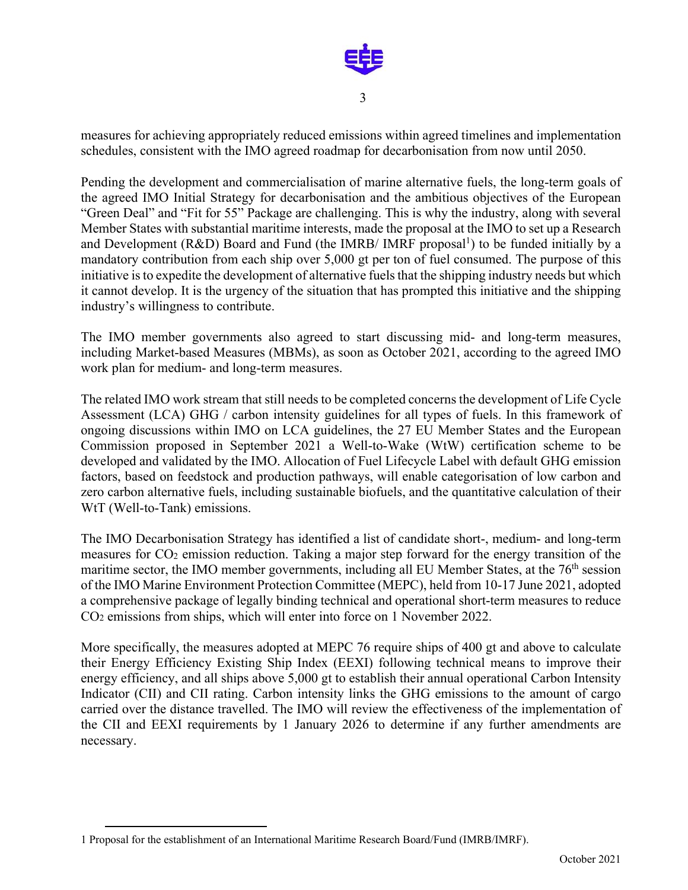measures for achieving appropriately reduced emissions within agreed timelines and implementation schedules, consistent with the IMO agreed roadmap for decarbonisation from now until 2050.

Pending the development and commercialisation of marine alternative fuels, the long-term goals of the agreed IMO Initial Strategy for decarbonisation and the ambitious objectives of the European "Green Deal" and "Fit for 55" Package are challenging. This is why the industry, along with several Member States with substantial maritime interests, made the proposal at the IMO to set up a Research and Development (R&D) Board and Fund (the IMRB/ IMRF proposal[1]) to be funded initially by a mandatory contribution from each ship over 5,000 gt per ton of fuel consumed. The purpose of this initiative is to expedite the development of alternative fuels that the shipping industry needs but which it cannot develop. It is the urgency of the situation that has prompted this initiative and the shipping industry's willingness to contribute.

The IMO member governments also agreed to start discussing mid- and long-term measures, including Market-based Measures (MBMs), as soon as October 2021, according to the agreed IMO work plan for medium- and long-term measures.

The related IMO work stream that still needs to be completed concerns the development of Life Cycle Assessment (LCA) GHG / carbon intensity guidelines for all types of fuels. In this framework of ongoing discussions within IMO on LCA guidelines, the 27 EU Member States and the European Commission proposed in September 2021 a Well-to-Wake (WtW) certification scheme to be developed and validated by the IMO. Allocation of Fuel Lifecycle Label with default GHG emission factors, based on feedstock and production pathways, will enable categorisation of low carbon and zero carbon alternative fuels, including sustainable biofuels, and the quantitative calculation of their WtT (Well-to-Tank) emissions.

The IMO Decarbonisation Strategy has identified a list of candidate short-, medium- and long-term measures for $CO_2$ emission reduction. Taking a major step forward for the energy transition of the maritime sector, the IMO member governments, including all EU Member States, at the 76th session of the IMO Marine Environment Protection Committee (MEPC), held from 10-17 June 2021, adopted a comprehensive package of legally binding technical and operational short-term measures to reduce $CO_2$ emissions from ships, which will enter into force on 1 November 2022.

More specifically, the measures adopted at MEPC 76 require ships of 400 gt and above to calculate their Energy Efficiency Existing Ship Index (EEXI) following technical means to improve their energy efficiency, and all ships above 5,000 gt to establish their annual operational Carbon Intensity Indicator (CII) and CII rating. Carbon intensity links the GHG emissions to the amount of cargo carried over the distance travelled. The IMO will review the effectiveness of the implementation of the CII and EEXI requirements by 1 January 2026 to determine if any further amendments are necessary.

---

1 Proposal for the establishment of an International Maritime Research Board/Fund (IMRB/IMRF).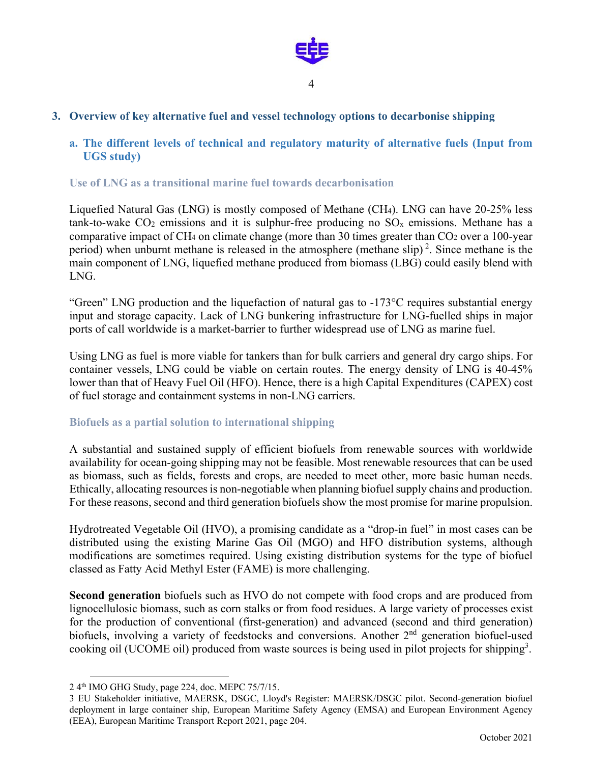## 3. Overview of key alternative fuel and vessel technology options to decarbonise shipping

### a. The different levels of technical and regulatory maturity of alternative fuels (Input from UGS study)

#### Use of LNG as a transitional marine fuel towards decarbonisation

Liquefied Natural Gas (LNG) is mostly composed of Methane ($CH_4$). LNG can have 20-25% less tank-to-wake $CO_2$ emissions and it is sulphur-free producing no $SO_x$ emissions. Methane has a comparative impact of $CH_4$ on climate change (more than 30 times greater than $CO_2$ over a 100-year period) when unburnt methane is released in the atmosphere (methane slip) [2]. Since methane is the main component of LNG, liquefied methane produced from biomass (LBG) could easily blend with LNG.

"Green" LNG production and the liquefaction of natural gas to -173°C requires substantial energy input and storage capacity. Lack of LNG bunkering infrastructure for LNG-fuelled ships in major ports of call worldwide is a market-barrier to further widespread use of LNG as marine fuel.

Using LNG as fuel is more viable for tankers than for bulk carriers and general dry cargo ships. For container vessels, LNG could be viable on certain routes. The energy density of LNG is 40-45% lower than that of Heavy Fuel Oil (HFO). Hence, there is a high Capital Expenditures (CAPEX) cost of fuel storage and containment systems in non-LNG carriers.

#### Biofuels as a partial solution to international shipping

A substantial and sustained supply of efficient biofuels from renewable sources with worldwide availability for ocean-going shipping may not be feasible. Most renewable resources that can be used as biomass, such as fields, forests and crops, are needed to meet other, more basic human needs. Ethically, allocating resources is non-negotiable when planning biofuel supply chains and production. For these reasons, second and third generation biofuels show the most promise for marine propulsion.

Hydrotreated Vegetable Oil (HVO), a promising candidate as a "drop-in fuel" in most cases can be distributed using the existing Marine Gas Oil (MGO) and HFO distribution systems, although modifications are sometimes required. Using existing distribution systems for the type of biofuel classed as Fatty Acid Methyl Ester (FAME) is more challenging.

**Second generation** biofuels such as HVO do not compete with food crops and are produced from lignocellulosic biomass, such as corn stalks or from food residues. A large variety of processes exist for the production of conventional (first-generation) and advanced (second and third generation) biofuels, involving a variety of feedstocks and conversions. Another 2nd generation biofuel-used cooking oil (UCOME oil) produced from waste sources is being used in pilot projects for shipping[3].

---

2 4th IMO GHG Study, page 224, doc. MEPC 75/7/15.

3 EU Stakeholder initiative, MAERSK, DSGC, Lloyd's Register: MAERSK/DSGC pilot. Second-generation biofuel deployment in large container ship, European Maritime Safety Agency (EMSA) and European Environment Agency (EEA), European Maritime Transport Report 2021, page 204.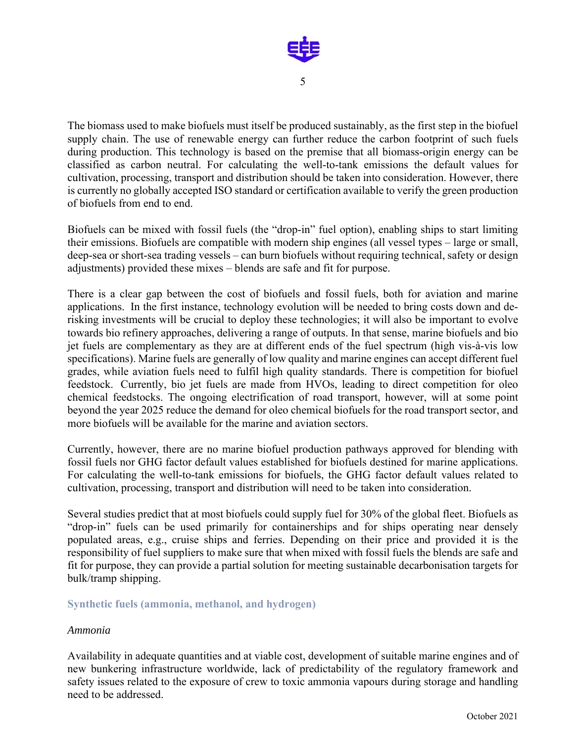The biomass used to make biofuels must itself be produced sustainably, as the first step in the biofuel supply chain. The use of renewable energy can further reduce the carbon footprint of such fuels during production. This technology is based on the premise that all biomass-origin energy can be classified as carbon neutral. For calculating the well-to-tank emissions the default values for cultivation, processing, transport and distribution should be taken into consideration. However, there is currently no globally accepted ISO standard or certification available to verify the green production of biofuels from end to end.

Biofuels can be mixed with fossil fuels (the "drop-in" fuel option), enabling ships to start limiting their emissions. Biofuels are compatible with modern ship engines (all vessel types – large or small, deep-sea or short-sea trading vessels – can burn biofuels without requiring technical, safety or design adjustments) provided these mixes – blends are safe and fit for purpose.

There is a clear gap between the cost of biofuels and fossil fuels, both for aviation and marine applications. In the first instance, technology evolution will be needed to bring costs down and de-risking investments will be crucial to deploy these technologies; it will also be important to evolve towards bio refinery approaches, delivering a range of outputs. In that sense, marine biofuels and bio jet fuels are complementary as they are at different ends of the fuel spectrum (high vis-à-vis low specifications). Marine fuels are generally of low quality and marine engines can accept different fuel grades, while aviation fuels need to fulfil high quality standards. There is competition for biofuel feedstock. Currently, bio jet fuels are made from HVOs, leading to direct competition for oleo chemical feedstocks. The ongoing electrification of road transport, however, will at some point beyond the year 2025 reduce the demand for oleo chemical biofuels for the road transport sector, and more biofuels will be available for the marine and aviation sectors.

Currently, however, there are no marine biofuel production pathways approved for blending with fossil fuels nor GHG factor default values established for biofuels destined for marine applications. For calculating the well-to-tank emissions for biofuels, the GHG factor default values related to cultivation, processing, transport and distribution will need to be taken into consideration.

Several studies predict that at most biofuels could supply fuel for 30% of the global fleet. Biofuels as "drop-in" fuels can be used primarily for containerships and for ships operating near densely populated areas, e.g., cruise ships and ferries. Depending on their price and provided it is the responsibility of fuel suppliers to make sure that when mixed with fossil fuels the blends are safe and fit for purpose, they can provide a partial solution for meeting sustainable decarbonisation targets for bulk/tramp shipping.

### Synthetic fuels (ammonia, methanol, and hydrogen)

*Ammonia*

Availability in adequate quantities and at viable cost, development of suitable marine engines and of new bunkering infrastructure worldwide, lack of predictability of the regulatory framework and safety issues related to the exposure of crew to toxic ammonia vapours during storage and handling need to be addressed.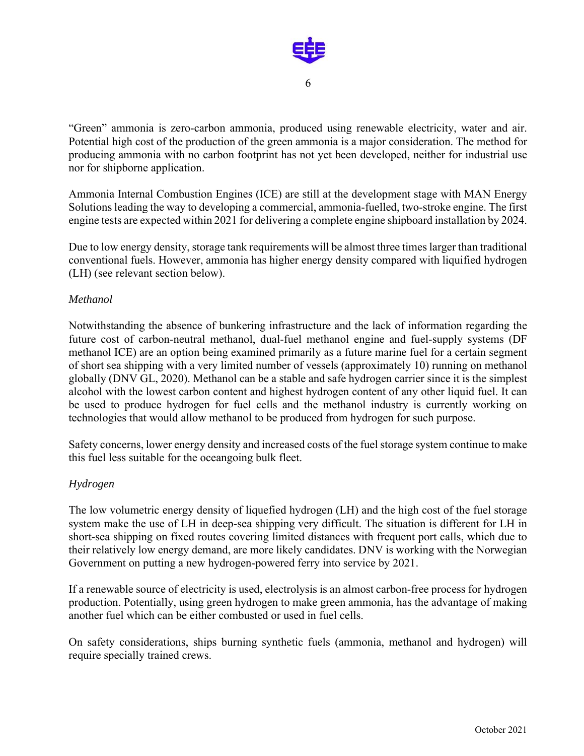"Green" ammonia is zero-carbon ammonia, produced using renewable electricity, water and air. Potential high cost of the production of the green ammonia is a major consideration. The method for producing ammonia with no carbon footprint has not yet been developed, neither for industrial use nor for shipborne application.

Ammonia Internal Combustion Engines (ICE) are still at the development stage with MAN Energy Solutions leading the way to developing a commercial, ammonia-fuelled, two-stroke engine. The first engine tests are expected within 2021 for delivering a complete engine shipboard installation by 2024.

Due to low energy density, storage tank requirements will be almost three times larger than traditional conventional fuels. However, ammonia has higher energy density compared with liquified hydrogen (LH) (see relevant section below).

*Methanol*

Notwithstanding the absence of bunkering infrastructure and the lack of information regarding the future cost of carbon-neutral methanol, dual-fuel methanol engine and fuel-supply systems (DF methanol ICE) are an option being examined primarily as a future marine fuel for a certain segment of short sea shipping with a very limited number of vessels (approximately 10) running on methanol globally (DNV GL, 2020). Methanol can be a stable and safe hydrogen carrier since it is the simplest alcohol with the lowest carbon content and highest hydrogen content of any other liquid fuel. It can be used to produce hydrogen for fuel cells and the methanol industry is currently working on technologies that would allow methanol to be produced from hydrogen for such purpose.

Safety concerns, lower energy density and increased costs of the fuel storage system continue to make this fuel less suitable for the oceangoing bulk fleet.

*Hydrogen*

The low volumetric energy density of liquefied hydrogen (LH) and the high cost of the fuel storage system make the use of LH in deep-sea shipping very difficult. The situation is different for LH in short-sea shipping on fixed routes covering limited distances with frequent port calls, which due to their relatively low energy demand, are more likely candidates. DNV is working with the Norwegian Government on putting a new hydrogen-powered ferry into service by 2021.

If a renewable source of electricity is used, electrolysis is an almost carbon-free process for hydrogen production. Potentially, using green hydrogen to make green ammonia, has the advantage of making another fuel which can be either combusted or used in fuel cells.

On safety considerations, ships burning synthetic fuels (ammonia, methanol and hydrogen) will require specially trained crews.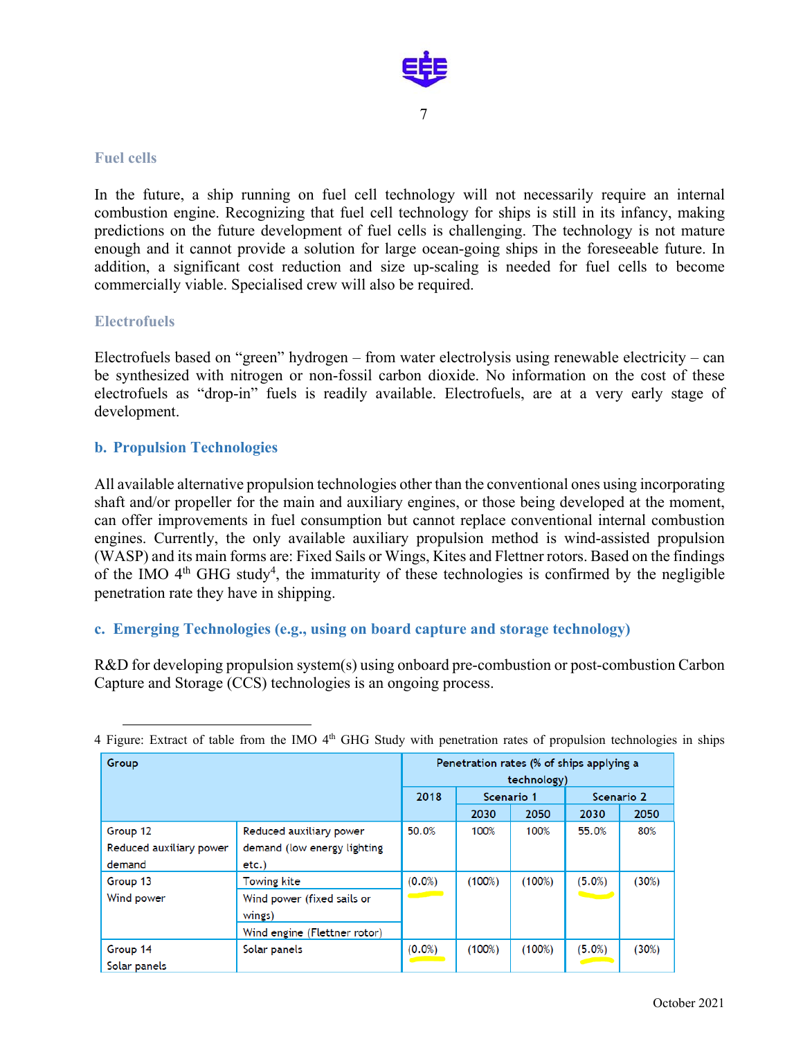### Fuel cells

In the future, a ship running on fuel cell technology will not necessarily require an internal combustion engine. Recognizing that fuel cell technology for ships is still in its infancy, making predictions on the future development of fuel cells is challenging. The technology is not mature enough and it cannot provide a solution for large ocean-going ships in the foreseeable future. In addition, a significant cost reduction and size up-scaling is needed for fuel cells to become commercially viable. Specialised crew will also be required.

### Electrofuels

Electrofuels based on “green” hydrogen – from water electrolysis using renewable electricity – can be synthesized with nitrogen or non-fossil carbon dioxide. No information on the cost of these electrofuels as “drop-in” fuels is readily available. Electrofuels, are at a very early stage of development.

## b. Propulsion Technologies

All available alternative propulsion technologies other than the conventional ones using incorporating shaft and/or propeller for the main and auxiliary engines, or those being developed at the moment, can offer improvements in fuel consumption but cannot replace conventional internal combustion engines. Currently, the only available auxiliary propulsion method is wind-assisted propulsion (WASP) and its main forms are: Fixed Sails or Wings, Kites and Flettner rotors. Based on the findings of the IMO 4th GHG study[4], the immaturity of these technologies is confirmed by the negligible penetration rate they have in shipping.

## c. Emerging Technologies (e.g., using on board capture and storage technology)

R&D for developing propulsion system(s) using onboard pre-combustion or post-combustion Carbon Capture and Storage (CCS) technologies is an ongoing process.

---

4 Figure: Extract of table from the IMO 4th GHG Study with penetration rates of propulsion technologies in ships

| Group | | Penetration rates (% of ships applying a technology) | | | | |
|---|---|---|---|---|---|---|
| | | 2018 | Scenario 1 | | Scenario 2 | |
| | | | 2030 | 2050 | 2030 | 2050 |
| Group 12 Reduced auxiliary power demand | Reduced auxiliary power demand (low energy lighting etc.) | 50.0% | 100% | 100% | 55.0% | 80% |
| Group 13 Wind power | Towing kite<br>Wind power (fixed sails or wings)<br>Wind engine (Flettner rotor) | (0.0%) | (100%) | (100%) | (5.0%) | (30%) |
| Group 14 Solar panels | Solar panels | (0.0%) | (100%) | (100%) | (5.0%) | (30%) |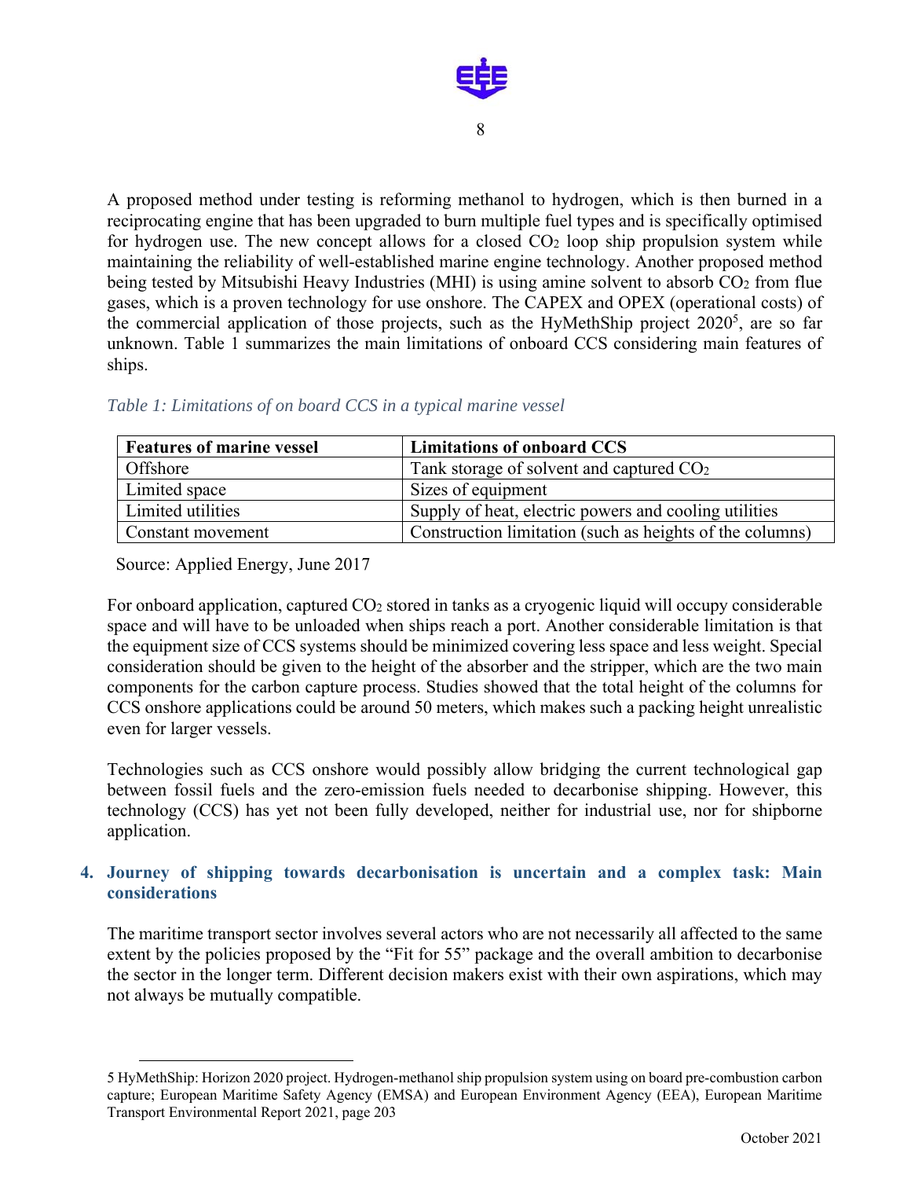A proposed method under testing is reforming methanol to hydrogen, which is then burned in a reciprocating engine that has been upgraded to burn multiple fuel types and is specifically optimised for hydrogen use. The new concept allows for a closed $CO_2$ loop ship propulsion system while maintaining the reliability of well-established marine engine technology. Another proposed method being tested by Mitsubishi Heavy Industries (MHI) is using amine solvent to absorb $CO_2$ from flue gases, which is a proven technology for use onshore. The CAPEX and OPEX (operational costs) of the commercial application of those projects, such as the HyMethShip project 2020[5], are so far unknown. Table 1 summarizes the main limitations of onboard CCS considering main features of ships.

*Table 1: Limitations of on board CCS in a typical marine vessel*

| Features of marine vessel | Limitations of onboard CCS |
|---|---|
| Offshore | Tank storage of solvent and captured $CO_2$ |
| Limited space | Sizes of equipment |
| Limited utilities | Supply of heat, electric powers and cooling utilities |
| Constant movement | Construction limitation (such as heights of the columns) |

Source: Applied Energy, June 2017

For onboard application, captured $CO_2$ stored in tanks as a cryogenic liquid will occupy considerable space and will have to be unloaded when ships reach a port. Another considerable limitation is that the equipment size of CCS systems should be minimized covering less space and less weight. Special consideration should be given to the height of the absorber and the stripper, which are the two main components for the carbon capture process. Studies showed that the total height of the columns for CCS onshore applications could be around 50 meters, which makes such a packing height unrealistic even for larger vessels.

Technologies such as CCS onshore would possibly allow bridging the current technological gap between fossil fuels and the zero-emission fuels needed to decarbonise shipping. However, this technology (CCS) has yet not been fully developed, neither for industrial use, nor for shipborne application.

## 4. Journey of shipping towards decarbonisation is uncertain and a complex task: Main considerations

The maritime transport sector involves several actors who are not necessarily all affected to the same extent by the policies proposed by the "Fit for 55" package and the overall ambition to decarbonise the sector in the longer term. Different decision makers exist with their own aspirations, which may not always be mutually compatible.

---

5 HyMethShip: Horizon 2020 project. Hydrogen-methanol ship propulsion system using on board pre-combustion carbon capture; European Maritime Safety Agency (EMSA) and European Environment Agency (EEA), European Maritime Transport Environmental Report 2021, page 203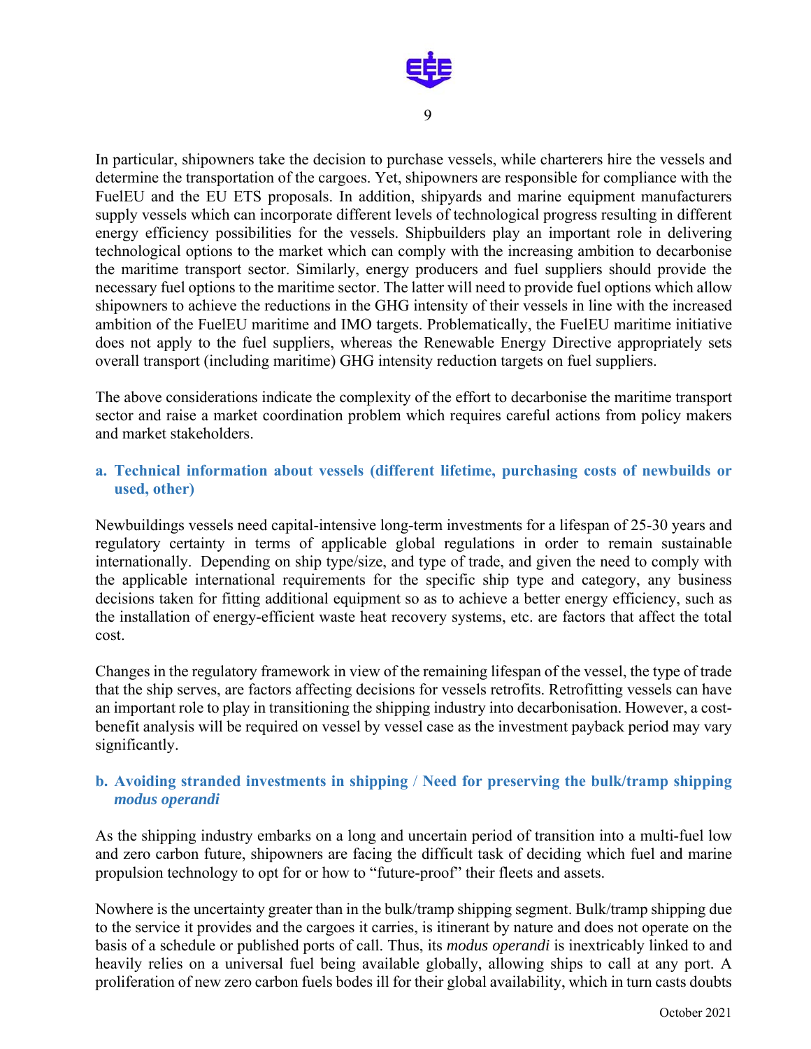In particular, shipowners take the decision to purchase vessels, while charterers hire the vessels and determine the transportation of the cargoes. Yet, shipowners are responsible for compliance with the FuelEU and the EU ETS proposals. In addition, shipyards and marine equipment manufacturers supply vessels which can incorporate different levels of technological progress resulting in different energy efficiency possibilities for the vessels. Shipbuilders play an important role in delivering technological options to the market which can comply with the increasing ambition to decarbonise the maritime transport sector. Similarly, energy producers and fuel suppliers should provide the necessary fuel options to the maritime sector. The latter will need to provide fuel options which allow shipowners to achieve the reductions in the GHG intensity of their vessels in line with the increased ambition of the FuelEU maritime and IMO targets. Problematically, the FuelEU maritime initiative does not apply to the fuel suppliers, whereas the Renewable Energy Directive appropriately sets overall transport (including maritime) GHG intensity reduction targets on fuel suppliers.

The above considerations indicate the complexity of the effort to decarbonise the maritime transport sector and raise a market coordination problem which requires careful actions from policy makers and market stakeholders.

### a. Technical information about vessels (different lifetime, purchasing costs of newbuilds or used, other)

Newbuildings vessels need capital-intensive long-term investments for a lifespan of 25-30 years and regulatory certainty in terms of applicable global regulations in order to remain sustainable internationally. Depending on ship type/size, and type of trade, and given the need to comply with the applicable international requirements for the specific ship type and category, any business decisions taken for fitting additional equipment so as to achieve a better energy efficiency, such as the installation of energy-efficient waste heat recovery systems, etc. are factors that affect the total cost.

Changes in the regulatory framework in view of the remaining lifespan of the vessel, the type of trade that the ship serves, are factors affecting decisions for vessels retrofits. Retrofitting vessels can have an important role to play in transitioning the shipping industry into decarbonisation. However, a cost-benefit analysis will be required on vessel by vessel case as the investment payback period may vary significantly.

### b. Avoiding stranded investments in shipping / Need for preserving the bulk/tramp shipping *modus operandi*

As the shipping industry embarks on a long and uncertain period of transition into a multi-fuel low and zero carbon future, shipowners are facing the difficult task of deciding which fuel and marine propulsion technology to opt for or how to "future-proof" their fleets and assets.

Nowhere is the uncertainty greater than in the bulk/tramp shipping segment. Bulk/tramp shipping due to the service it provides and the cargoes it carries, is itinerant by nature and does not operate on the basis of a schedule or published ports of call. Thus, its *modus operandi* is inextricably linked to and heavily relies on a universal fuel being available globally, allowing ships to call at any port. A proliferation of new zero carbon fuels bodes ill for their global availability, which in turn casts doubts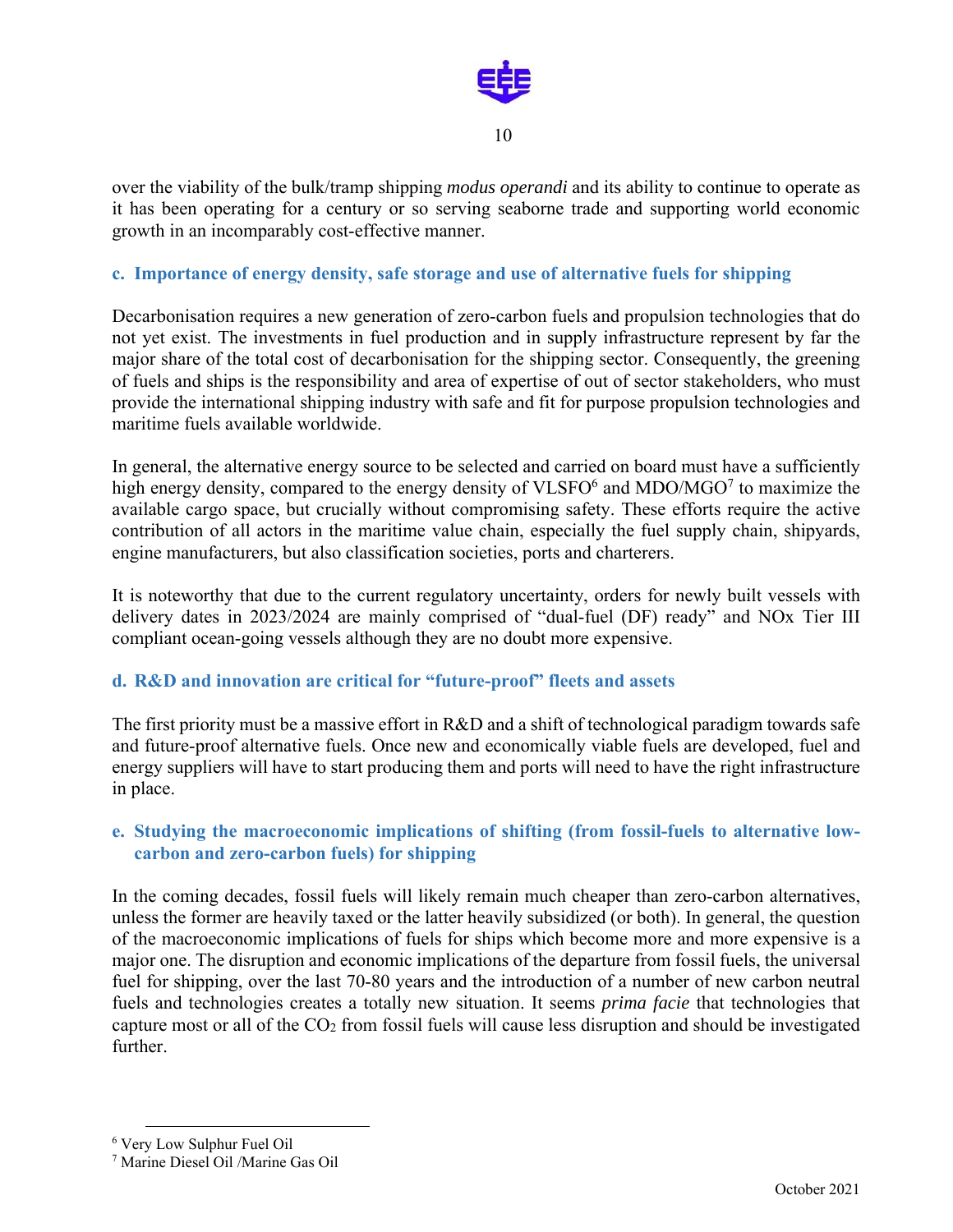over the viability of the bulk/tramp shipping *modus operandi* and its ability to continue to operate as it has been operating for a century or so serving seaborne trade and supporting world economic growth in an incomparably cost-effective manner.

### c. Importance of energy density, safe storage and use of alternative fuels for shipping

Decarbonisation requires a new generation of zero-carbon fuels and propulsion technologies that do not yet exist. The investments in fuel production and in supply infrastructure represent by far the major share of the total cost of decarbonisation for the shipping sector. Consequently, the greening of fuels and ships is the responsibility and area of expertise of out of sector stakeholders, who must provide the international shipping industry with safe and fit for purpose propulsion technologies and maritime fuels available worldwide.

In general, the alternative energy source to be selected and carried on board must have a sufficiently high energy density, compared to the energy density of VLSFO[6] and MDO/MGO[7] to maximize the available cargo space, but crucially without compromising safety. These efforts require the active contribution of all actors in the maritime value chain, especially the fuel supply chain, shipyards, engine manufacturers, but also classification societies, ports and charterers.

It is noteworthy that due to the current regulatory uncertainty, orders for newly built vessels with delivery dates in 2023/2024 are mainly comprised of "dual-fuel (DF) ready" and NOx Tier III compliant ocean-going vessels although they are no doubt more expensive.

### d. R&D and innovation are critical for "future-proof" fleets and assets

The first priority must be a massive effort in R&D and a shift of technological paradigm towards safe and future-proof alternative fuels. Once new and economically viable fuels are developed, fuel and energy suppliers will have to start producing them and ports will need to have the right infrastructure in place.

### e. Studying the macroeconomic implications of shifting (from fossil-fuels to alternative low-carbon and zero-carbon fuels) for shipping

In the coming decades, fossil fuels will likely remain much cheaper than zero-carbon alternatives, unless the former are heavily taxed or the latter heavily subsidized (or both). In general, the question of the macroeconomic implications of fuels for ships which become more and more expensive is a major one. The disruption and economic implications of the departure from fossil fuels, the universal fuel for shipping, over the last 70-80 years and the introduction of a number of new carbon neutral fuels and technologies creates a totally new situation. It seems *prima facie* that technologies that capture most or all of the $CO_2$ from fossil fuels will cause less disruption and should be investigated further.

---

[6] Very Low Sulphur Fuel Oil

[7] Marine Diesel Oil /Marine Gas Oil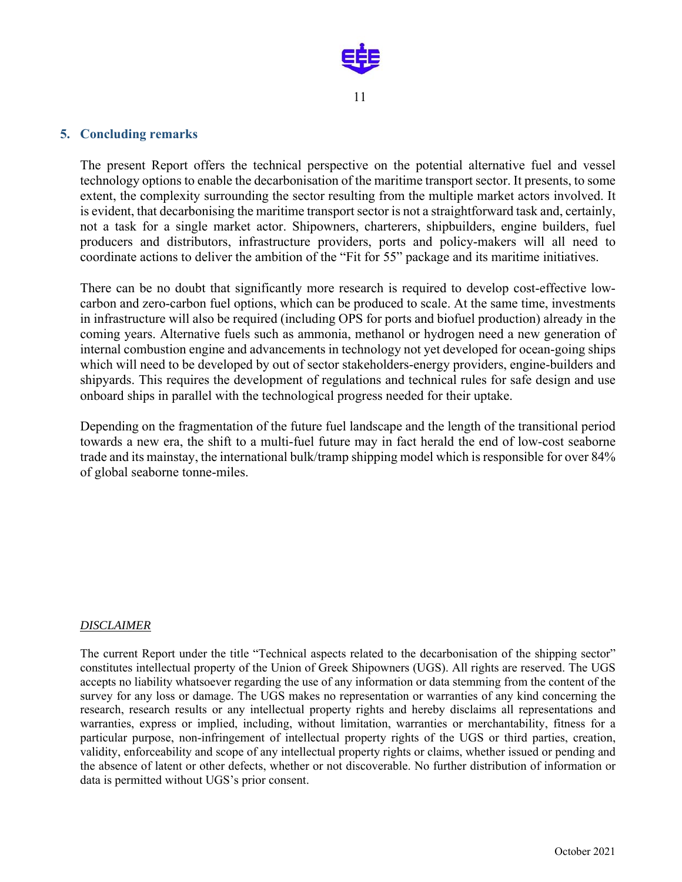## 5. Concluding remarks

The present Report offers the technical perspective on the potential alternative fuel and vessel technology options to enable the decarbonisation of the maritime transport sector. It presents, to some extent, the complexity surrounding the sector resulting from the multiple market actors involved. It is evident, that decarbonising the maritime transport sector is not a straightforward task and, certainly, not a task for a single market actor. Shipowners, charterers, shipbuilders, engine builders, fuel producers and distributors, infrastructure providers, ports and policy-makers will all need to coordinate actions to deliver the ambition of the "Fit for 55" package and its maritime initiatives.

There can be no doubt that significantly more research is required to develop cost-effective low-carbon and zero-carbon fuel options, which can be produced to scale. At the same time, investments in infrastructure will also be required (including OPS for ports and biofuel production) already in the coming years. Alternative fuels such as ammonia, methanol or hydrogen need a new generation of internal combustion engine and advancements in technology not yet developed for ocean-going ships which will need to be developed by out of sector stakeholders-energy providers, engine-builders and shipyards. This requires the development of regulations and technical rules for safe design and use onboard ships in parallel with the technological progress needed for their uptake.

Depending on the fragmentation of the future fuel landscape and the length of the transitional period towards a new era, the shift to a multi-fuel future may in fact herald the end of low-cost seaborne trade and its mainstay, the international bulk/tramp shipping model which is responsible for over 84% of global seaborne tonne-miles.

*<u>DISCLAIMER</u>*

The current Report under the title "Technical aspects related to the decarbonisation of the shipping sector" constitutes intellectual property of the Union of Greek Shipowners (UGS). All rights are reserved. The UGS accepts no liability whatsoever regarding the use of any information or data stemming from the content of the survey for any loss or damage. The UGS makes no representation or warranties of any kind concerning the research, research results or any intellectual property rights and hereby disclaims all representations and warranties, express or implied, including, without limitation, warranties or merchantability, fitness for a particular purpose, non-infringement of intellectual property rights of the UGS or third parties, creation, validity, enforceability and scope of any intellectual property rights or claims, whether issued or pending and the absence of latent or other defects, whether or not discoverable. No further distribution of information or data is permitted without UGS's prior consent.

October 2021